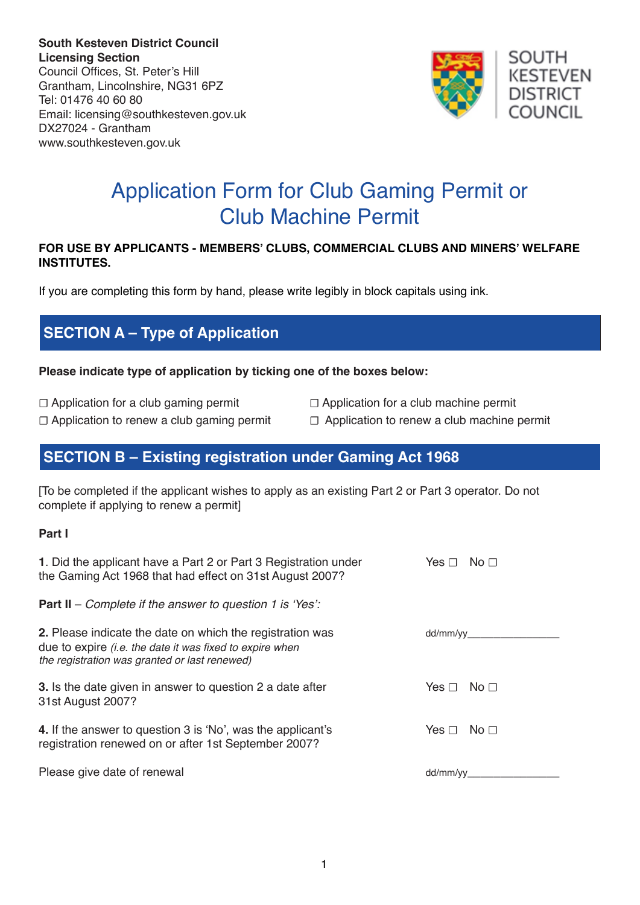**South Kesteven District Council**
**Licensing Section**
Council Offices, St. Peter's Hill
Grantham, Lincolnshire, NG31 6PZ
Tel: 01476 40 60 80
Email: licensing@southkesteven.gov.uk
DX27024 - Grantham
www.southkesteven.gov.uk

SOUTH KESTEVEN DISTRICT COUNCIL

# Application Form for Club Gaming Permit or Club Machine Permit

**FOR USE BY APPLICANTS - MEMBERS' CLUBS, COMMERCIAL CLUBS AND MINERS' WELFARE INSTITUTES.**

If you are completing this form by hand, please write legibly in block capitals using ink.

## SECTION A – Type of Application

**Please indicate type of application by ticking one of the boxes below:**

☐ Application for a club gaming permit
☐ Application to renew a club gaming permit
☐ Application for a club machine permit
☐ Application to renew a club machine permit

## SECTION B – Existing registration under Gaming Act 1968

[To be completed if the applicant wishes to apply as an existing Part 2 or Part 3 operator. Do not complete if applying to renew a permit]

**Part I**

**1**. Did the applicant have a Part 2 or Part 3 Registration under the Gaming Act 1968 that had effect on 31st August 2007? Yes ☐ No ☐

**Part II** – *Complete if the answer to question 1 is 'Yes':*

**2.** Please indicate the date on which the registration was due to expire *(i.e. the date it was fixed to expire when the registration was granted or last renewed)* dd/mm/yy________________

**3.** Is the date given in answer to question 2 a date after 31st August 2007? Yes ☐ No ☐

**4.** If the answer to question 3 is 'No', was the applicant's registration renewed on or after 1st September 2007? Yes ☐ No ☐

Please give date of renewal dd/mm/yy________________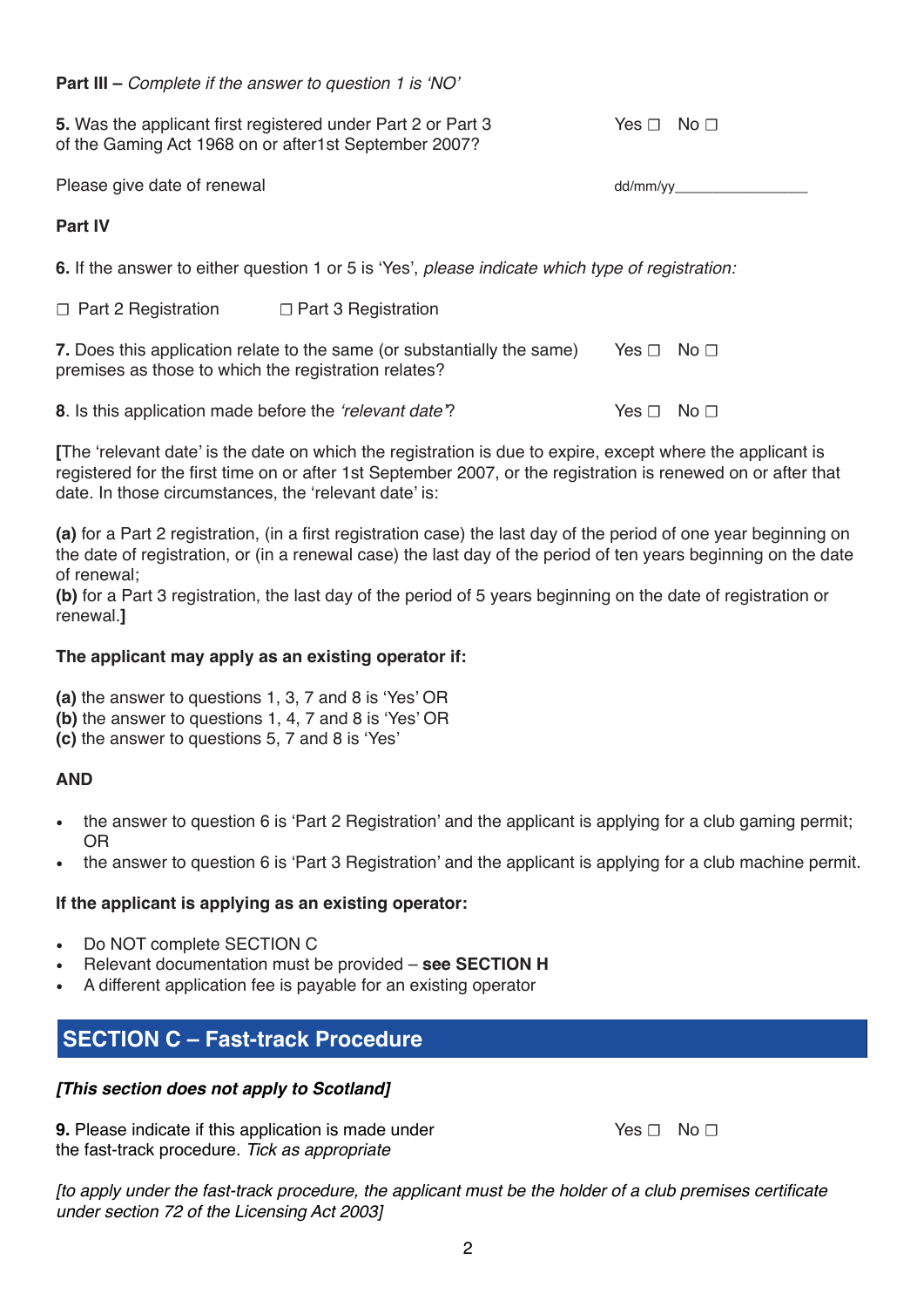**Part III –** *Complete if the answer to question 1 is 'NO'*

**5.** Was the applicant first registered under Part 2 or Part 3 of the Gaming Act 1968 on or after1st September 2007? Yes ☐ No ☐

Please give date of renewal dd/mm/yy_______________

**Part IV**

**6.** If the answer to either question 1 or 5 is 'Yes', *please indicate which type of registration:*

☐ Part 2 Registration ☐ Part 3 Registration

**7.** Does this application relate to the same (or substantially the same) premises as those to which the registration relates? Yes ☐ No ☐

**8**. Is this application made before the *'relevant date'*? Yes ☐ No ☐

**[**The 'relevant date' is the date on which the registration is due to expire, except where the applicant is registered for the first time on or after 1st September 2007, or the registration is renewed on or after that date. In those circumstances, the 'relevant date' is:

**(a)** for a Part 2 registration, (in a first registration case) the last day of the period of one year beginning on the date of registration, or (in a renewal case) the last day of the period of ten years beginning on the date of renewal;
**(b)** for a Part 3 registration, the last day of the period of 5 years beginning on the date of registration or renewal.**]**

**The applicant may apply as an existing operator if:**

**(a)** the answer to questions 1, 3, 7 and 8 is 'Yes' OR
**(b)** the answer to questions 1, 4, 7 and 8 is 'Yes' OR
**(c)** the answer to questions 5, 7 and 8 is 'Yes'

**AND**

- the answer to question 6 is 'Part 2 Registration' and the applicant is applying for a club gaming permit; OR
- the answer to question 6 is 'Part 3 Registration' and the applicant is applying for a club machine permit.

**If the applicant is applying as an existing operator:**

- Do NOT complete SECTION C
- Relevant documentation must be provided – **see SECTION H**
- A different application fee is payable for an existing operator

## SECTION C – Fast-track Procedure

***[This section does not apply to Scotland]***

**9.** Please indicate if this application is made under the fast-track procedure. *Tick as appropriate* Yes ☐ No ☐

*[to apply under the fast-track procedure, the applicant must be the holder of a club premises certificate under section 72 of the Licensing Act 2003]*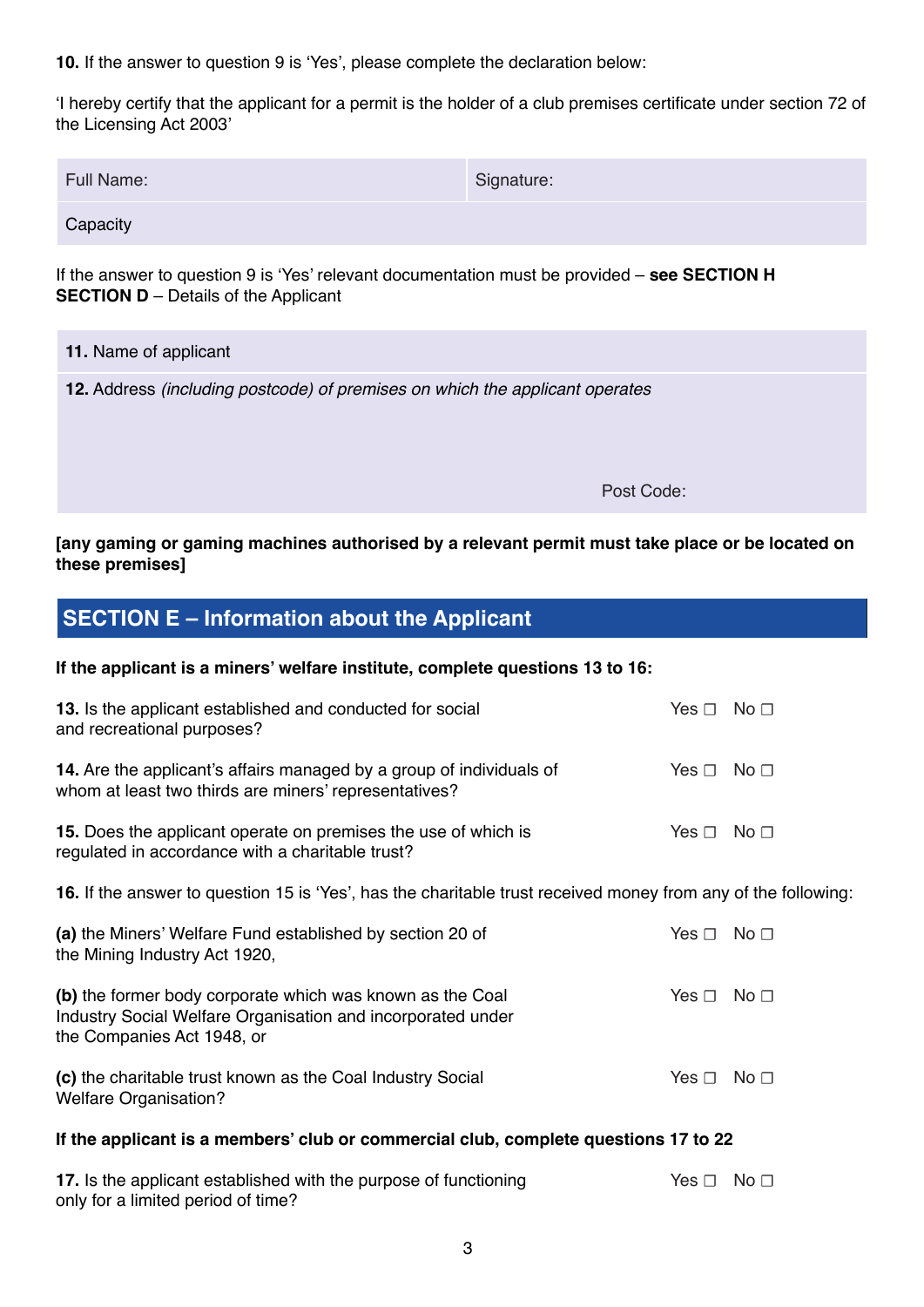**10.** If the answer to question 9 is 'Yes', please complete the declaration below:

'I hereby certify that the applicant for a permit is the holder of a club premises certificate under section 72 of the Licensing Act 2003'

| Full Name: | Signature: |
|---|---|
| Capacity | |

If the answer to question 9 is 'Yes' relevant documentation must be provided – **see SECTION H**
**SECTION D** – Details of the Applicant

| **11.** Name of applicant |
|---|
| **12.** Address *(including postcode) of premises on which the applicant operates* <br><br> Post Code: |

**[any gaming or gaming machines authorised by a relevant permit must take place or be located on these premises]**

## SECTION E – Information about the Applicant

**If the applicant is a miners' welfare institute, complete questions 13 to 16:**

**13.** Is the applicant established and conducted for social and recreational purposes? Yes ☐ No ☐

**14.** Are the applicant's affairs managed by a group of individuals of whom at least two thirds are miners' representatives? Yes ☐ No ☐

**15.** Does the applicant operate on premises the use of which is regulated in accordance with a charitable trust? Yes ☐ No ☐

**16.** If the answer to question 15 is 'Yes', has the charitable trust received money from any of the following:

**(a)** the Miners' Welfare Fund established by section 20 of the Mining Industry Act 1920, Yes ☐ No ☐

**(b)** the former body corporate which was known as the Coal Industry Social Welfare Organisation and incorporated under the Companies Act 1948, or Yes ☐ No ☐

**(c)** the charitable trust known as the Coal Industry Social Welfare Organisation? Yes ☐ No ☐

**If the applicant is a members' club or commercial club, complete questions 17 to 22**

**17.** Is the applicant established with the purpose of functioning only for a limited period of time? Yes ☐ No ☐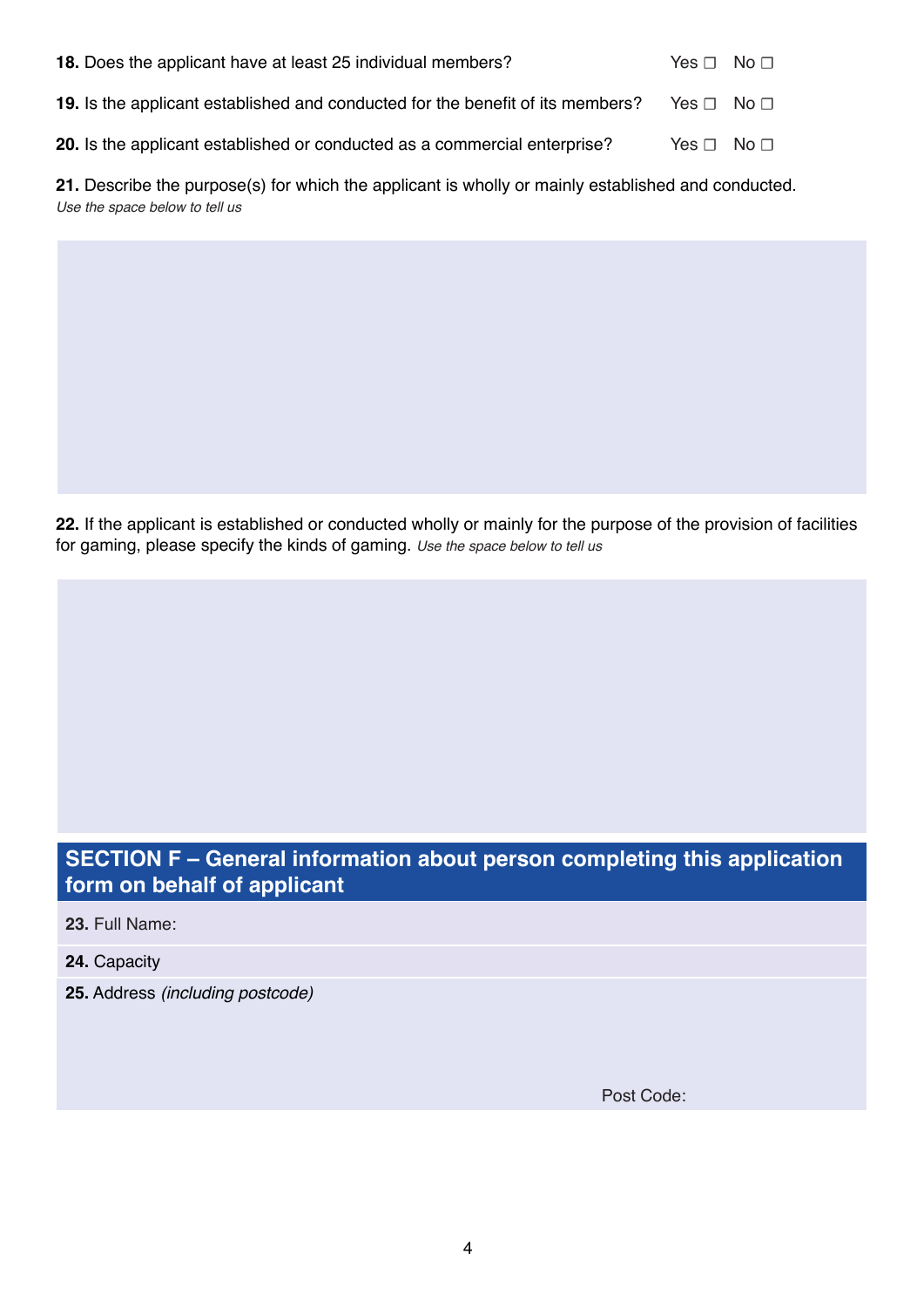**18.** Does the applicant have at least 25 individual members? Yes ☐ No ☐

**19.** Is the applicant established and conducted for the benefit of its members? Yes ☐ No ☐

**20.** Is the applicant established or conducted as a commercial enterprise? Yes ☐ No ☐

**21.** Describe the purpose(s) for which the applicant is wholly or mainly established and conducted.
*Use the space below to tell us*

**22.** If the applicant is established or conducted wholly or mainly for the purpose of the provision of facilities for gaming, please specify the kinds of gaming. *Use the space below to tell us*

## SECTION F – General information about person completing this application form on behalf of applicant

**23.** Full Name:

**24.** Capacity

**25.** Address *(including postcode)*

Post Code: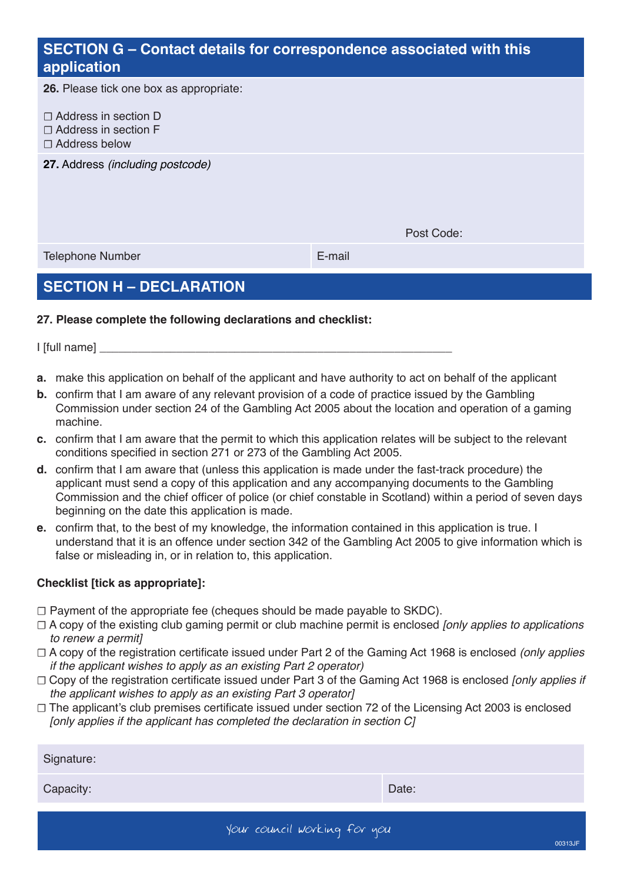## SECTION G – Contact details for correspondence associated with this application

**26.** Please tick one box as appropriate:

☐ Address in section D
☐ Address in section F
☐ Address below

**27.** Address *(including postcode)*

Post Code:

| Telephone Number | E-mail |
|---|---|

## SECTION H – DECLARATION

**27. Please complete the following declarations and checklist:**

I [full name] ___________________________________________________________

**a.** make this application on behalf of the applicant and have authority to act on behalf of the applicant

**b.** confirm that I am aware of any relevant provision of a code of practice issued by the Gambling Commission under section 24 of the Gambling Act 2005 about the location and operation of a gaming machine.

**c.** confirm that I am aware that the permit to which this application relates will be subject to the relevant conditions specified in section 271 or 273 of the Gambling Act 2005.

**d.** confirm that I am aware that (unless this application is made under the fast-track procedure) the applicant must send a copy of this application and any accompanying documents to the Gambling Commission and the chief officer of police (or chief constable in Scotland) within a period of seven days beginning on the date this application is made.

**e.** confirm that, to the best of my knowledge, the information contained in this application is true. I understand that it is an offence under section 342 of the Gambling Act 2005 to give information which is false or misleading in, or in relation to, this application.

**Checklist [tick as appropriate]:**

☐ Payment of the appropriate fee (cheques should be made payable to SKDC).
☐ A copy of the existing club gaming permit or club machine permit is enclosed *[only applies to applications to renew a permit]*
☐ A copy of the registration certificate issued under Part 2 of the Gaming Act 1968 is enclosed *(only applies if the applicant wishes to apply as an existing Part 2 operator)*
☐ Copy of the registration certificate issued under Part 3 of the Gaming Act 1968 is enclosed *[only applies if the applicant wishes to apply as an existing Part 3 operator]*
☐ The applicant's club premises certificate issued under section 72 of the Licensing Act 2003 is enclosed *[only applies if the applicant has completed the declaration in section C]*

| Signature: | |
|---|---|
| Capacity: | Date: |

Your council working for you

00313JF